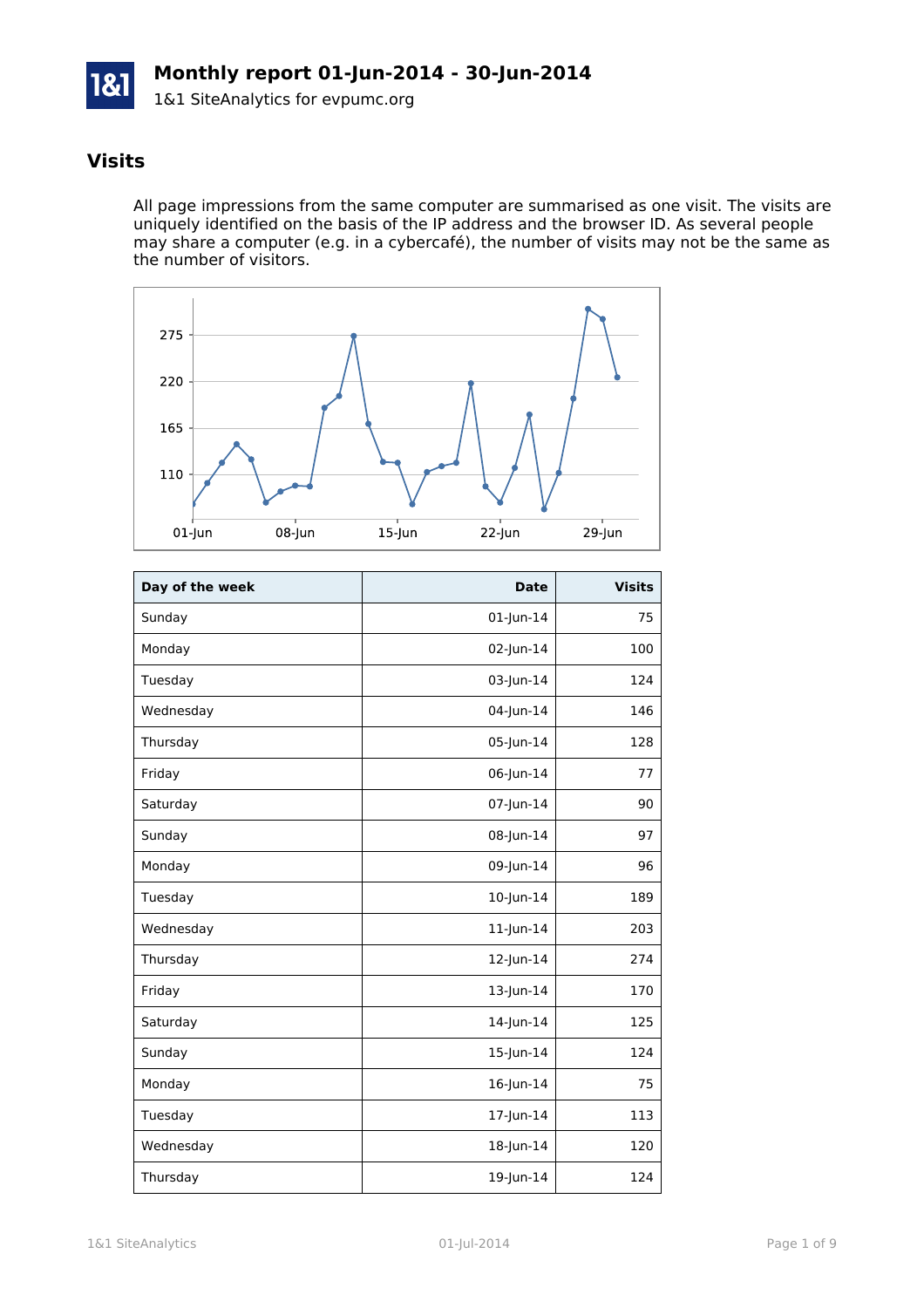# Monthly report 01-Jun-2014 - 30-Jun-2014

1&1 SiteAnalytics for evpumc.org

## Visits

All page impressions from the same computer are summarised as one visit. The visits are uniquely identified on the basis of the IP address and the browser ID. As several people may share a computer (e.g. in a cybercafé), the number of visits may not be the same as the number of visitors.

| Day of the week | Date | Visits |
| --- | ---: | ---: |
| Sunday | 01-Jun-14 | 75 |
| Monday | 02-Jun-14 | 100 |
| Tuesday | 03-Jun-14 | 124 |
| Wednesday | 04-Jun-14 | 146 |
| Thursday | 05-Jun-14 | 128 |
| Friday | 06-Jun-14 | 77 |
| Saturday | 07-Jun-14 | 90 |
| Sunday | 08-Jun-14 | 97 |
| Monday | 09-Jun-14 | 96 |
| Tuesday | 10-Jun-14 | 189 |
| Wednesday | 11-Jun-14 | 203 |
| Thursday | 12-Jun-14 | 274 |
| Friday | 13-Jun-14 | 170 |
| Saturday | 14-Jun-14 | 125 |
| Sunday | 15-Jun-14 | 124 |
| Monday | 16-Jun-14 | 75 |
| Tuesday | 17-Jun-14 | 113 |
| Wednesday | 18-Jun-14 | 120 |
| Thursday | 19-Jun-14 | 124 |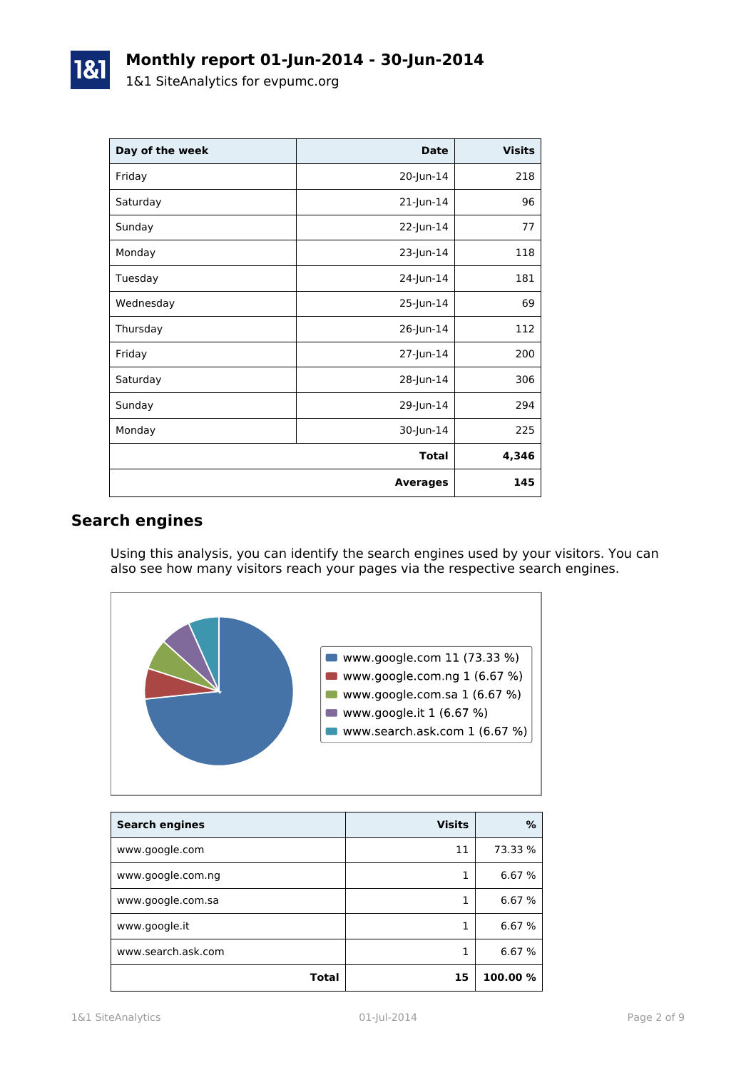# Monthly report 01-Jun-2014 - 30-Jun-2014

1&1 SiteAnalytics for evpumc.org

| Day of the week | Date | Visits |
| --- | --- | --- |
| Friday | 20-Jun-14 | 218 |
| Saturday | 21-Jun-14 | 96 |
| Sunday | 22-Jun-14 | 77 |
| Monday | 23-Jun-14 | 118 |
| Tuesday | 24-Jun-14 | 181 |
| Wednesday | 25-Jun-14 | 69 |
| Thursday | 26-Jun-14 | 112 |
| Friday | 27-Jun-14 | 200 |
| Saturday | 28-Jun-14 | 306 |
| Sunday | 29-Jun-14 | 294 |
| Monday | 30-Jun-14 | 225 |
| | **Total** | **4,346** |
| | **Averages** | **145** |

## Search engines

Using this analysis, you can identify the search engines used by your visitors. You can also see how many visitors reach your pages via the respective search engines.

- www.google.com 11 (73.33 %)
- www.google.com.ng 1 (6.67 %)
- www.google.com.sa 1 (6.67 %)
- www.google.it 1 (6.67 %)
- www.search.ask.com 1 (6.67 %)

| Search engines | Visits | % |
| --- | --- | --- |
| www.google.com | 11 | 73.33 % |
| www.google.com.ng | 1 | 6.67 % |
| www.google.com.sa | 1 | 6.67 % |
| www.google.it | 1 | 6.67 % |
| www.search.ask.com | 1 | 6.67 % |
| **Total** | **15** | **100.00 %** |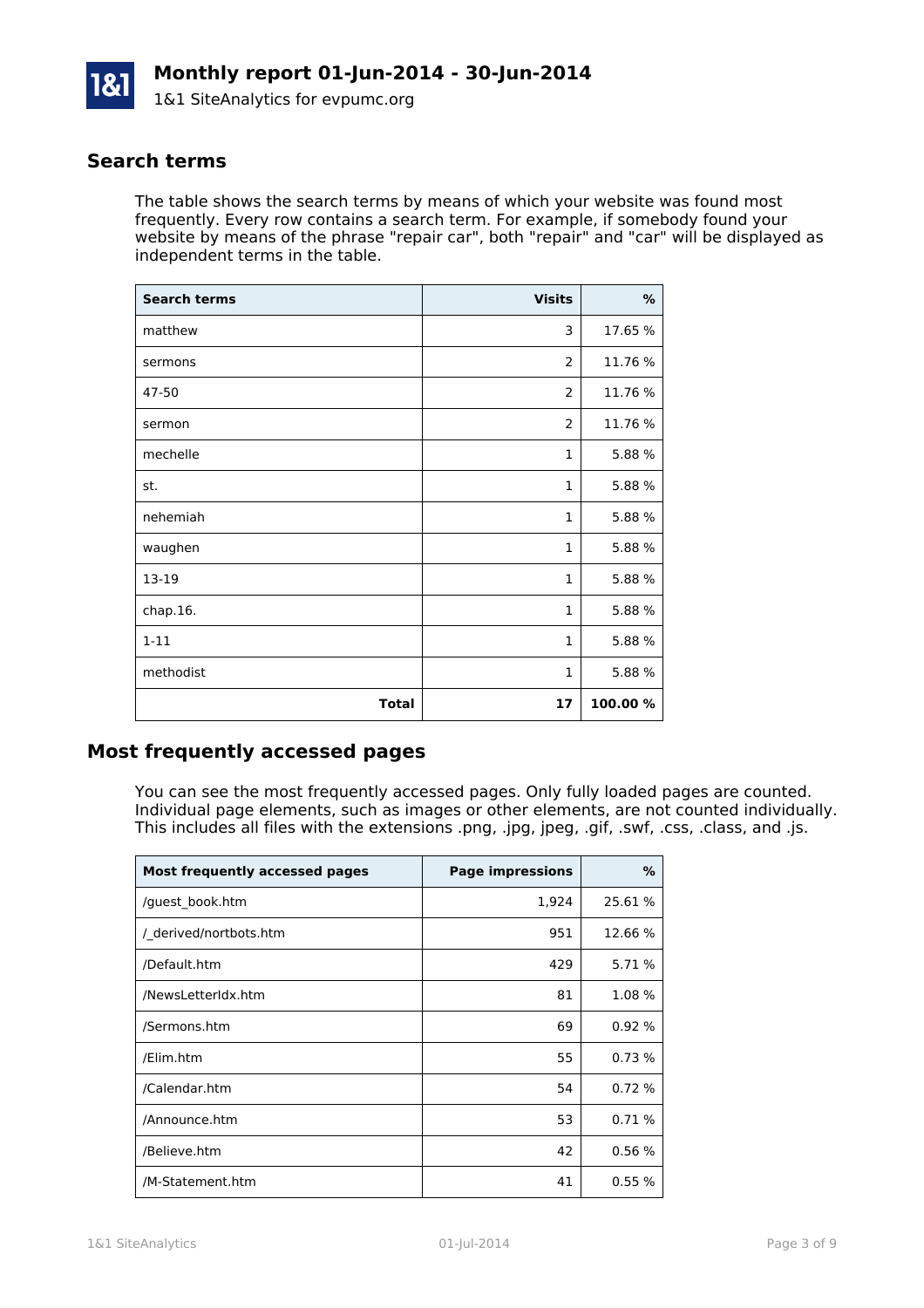## Search terms

The table shows the search terms by means of which your website was found most frequently. Every row contains a search term. For example, if somebody found your website by means of the phrase "repair car", both "repair" and "car" will be displayed as independent terms in the table.

| Search terms | Visits | % |
|---|---:|---:|
| matthew | 3 | 17.65 % |
| sermons | 2 | 11.76 % |
| 47-50 | 2 | 11.76 % |
| sermon | 2 | 11.76 % |
| mechelle | 1 | 5.88 % |
| st. | 1 | 5.88 % |
| nehemiah | 1 | 5.88 % |
| waughen | 1 | 5.88 % |
| 13-19 | 1 | 5.88 % |
| chap.16. | 1 | 5.88 % |
| 1-11 | 1 | 5.88 % |
| methodist | 1 | 5.88 % |
| **Total** | **17** | **100.00 %** |

## Most frequently accessed pages

You can see the most frequently accessed pages. Only fully loaded pages are counted. Individual page elements, such as images or other elements, are not counted individually. This includes all files with the extensions .png, .jpg, jpeg, .gif, .swf, .css, .class, and .js.

| Most frequently accessed pages | Page impressions | % |
|---|---:|---:|
| /guest_book.htm | 1,924 | 25.61 % |
| /_derived/nortbots.htm | 951 | 12.66 % |
| /Default.htm | 429 | 5.71 % |
| /NewsLetterIdx.htm | 81 | 1.08 % |
| /Sermons.htm | 69 | 0.92 % |
| /Elim.htm | 55 | 0.73 % |
| /Calendar.htm | 54 | 0.72 % |
| /Announce.htm | 53 | 0.71 % |
| /Believe.htm | 42 | 0.56 % |
| /M-Statement.htm | 41 | 0.55 % |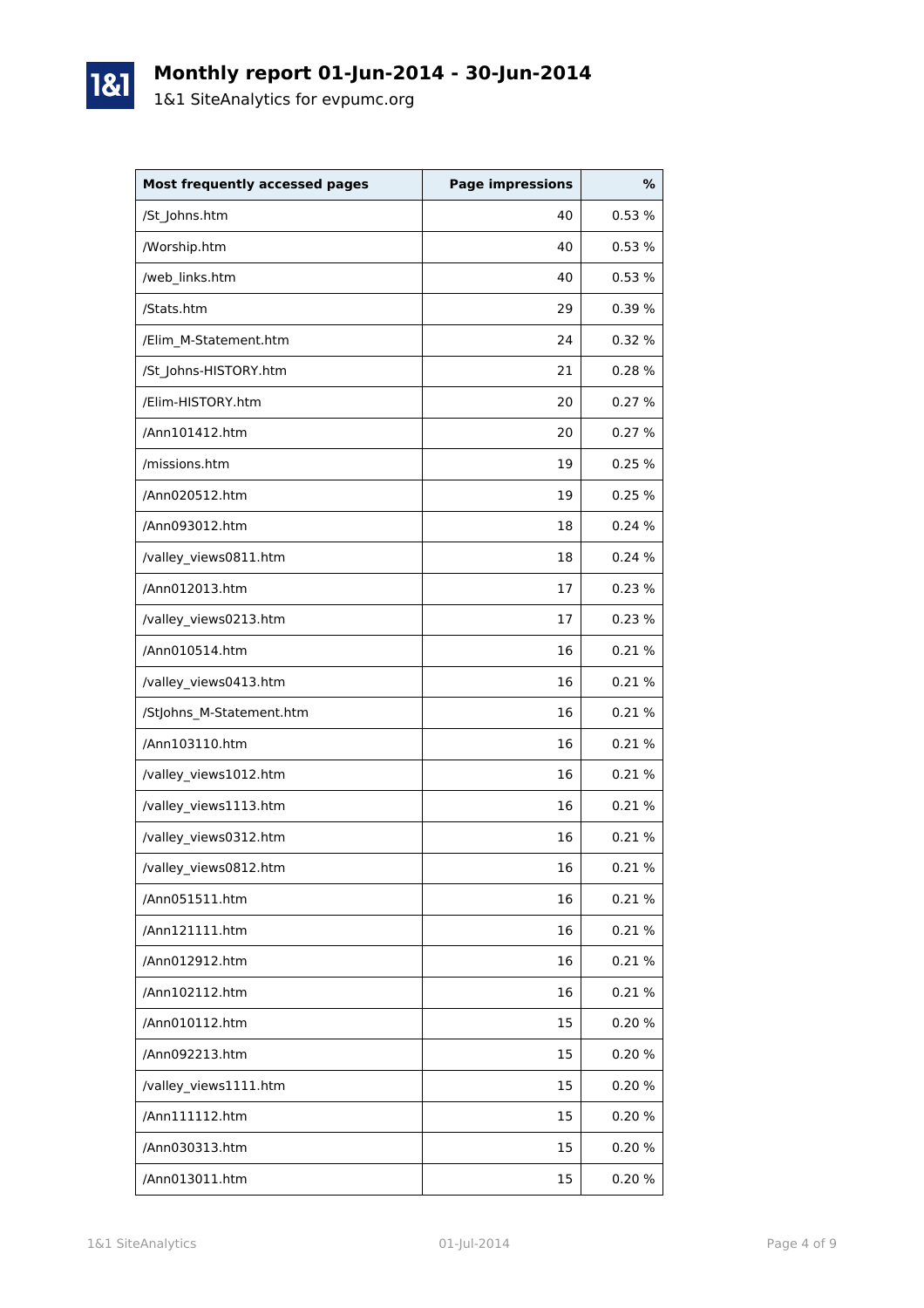# Monthly report 01-Jun-2014 - 30-Jun-2014

1&1 SiteAnalytics for evpumc.org

| Most frequently accessed pages | Page impressions | % |
|---|---:|---:|
| /St_Johns.htm | 40 | 0.53 % |
| /Worship.htm | 40 | 0.53 % |
| /web_links.htm | 40 | 0.53 % |
| /Stats.htm | 29 | 0.39 % |
| /Elim_M-Statement.htm | 24 | 0.32 % |
| /St_Johns-HISTORY.htm | 21 | 0.28 % |
| /Elim-HISTORY.htm | 20 | 0.27 % |
| /Ann101412.htm | 20 | 0.27 % |
| /missions.htm | 19 | 0.25 % |
| /Ann020512.htm | 19 | 0.25 % |
| /Ann093012.htm | 18 | 0.24 % |
| /valley_views0811.htm | 18 | 0.24 % |
| /Ann012013.htm | 17 | 0.23 % |
| /valley_views0213.htm | 17 | 0.23 % |
| /Ann010514.htm | 16 | 0.21 % |
| /valley_views0413.htm | 16 | 0.21 % |
| /StJohns_M-Statement.htm | 16 | 0.21 % |
| /Ann103110.htm | 16 | 0.21 % |
| /valley_views1012.htm | 16 | 0.21 % |
| /valley_views1113.htm | 16 | 0.21 % |
| /valley_views0312.htm | 16 | 0.21 % |
| /valley_views0812.htm | 16 | 0.21 % |
| /Ann051511.htm | 16 | 0.21 % |
| /Ann121111.htm | 16 | 0.21 % |
| /Ann012912.htm | 16 | 0.21 % |
| /Ann102112.htm | 16 | 0.21 % |
| /Ann010112.htm | 15 | 0.20 % |
| /Ann092213.htm | 15 | 0.20 % |
| /valley_views1111.htm | 15 | 0.20 % |
| /Ann111112.htm | 15 | 0.20 % |
| /Ann030313.htm | 15 | 0.20 % |
| /Ann013011.htm | 15 | 0.20 % |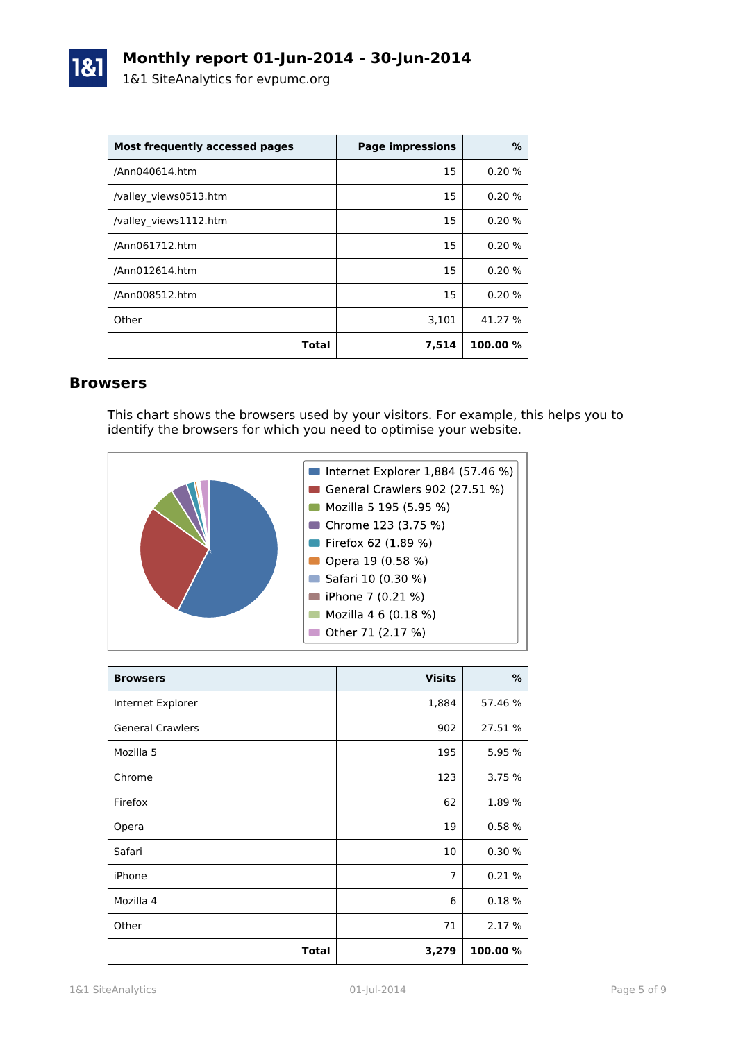# Monthly report 01-Jun-2014 - 30-Jun-2014

1&1 SiteAnalytics for evpumc.org

| Most frequently accessed pages | Page impressions | % |
|---|---:|---:|
| /Ann040614.htm | 15 | 0.20 % |
| /valley_views0513.htm | 15 | 0.20 % |
| /valley_views1112.htm | 15 | 0.20 % |
| /Ann061712.htm | 15 | 0.20 % |
| /Ann012614.htm | 15 | 0.20 % |
| /Ann008512.htm | 15 | 0.20 % |
| Other | 3,101 | 41.27 % |
| **Total** | **7,514** | **100.00 %** |

## Browsers

This chart shows the browsers used by your visitors. For example, this helps you to identify the browsers for which you need to optimise your website.

- Internet Explorer 1,884 (57.46 %)
- General Crawlers 902 (27.51 %)
- Mozilla 5 195 (5.95 %)
- Chrome 123 (3.75 %)
- Firefox 62 (1.89 %)
- Opera 19 (0.58 %)
- Safari 10 (0.30 %)
- iPhone 7 (0.21 %)
- Mozilla 4 6 (0.18 %)
- Other 71 (2.17 %)

| Browsers | Visits | % |
|---|---:|---:|
| Internet Explorer | 1,884 | 57.46 % |
| General Crawlers | 902 | 27.51 % |
| Mozilla 5 | 195 | 5.95 % |
| Chrome | 123 | 3.75 % |
| Firefox | 62 | 1.89 % |
| Opera | 19 | 0.58 % |
| Safari | 10 | 0.30 % |
| iPhone | 7 | 0.21 % |
| Mozilla 4 | 6 | 0.18 % |
| Other | 71 | 2.17 % |
| **Total** | **3,279** | **100.00 %** |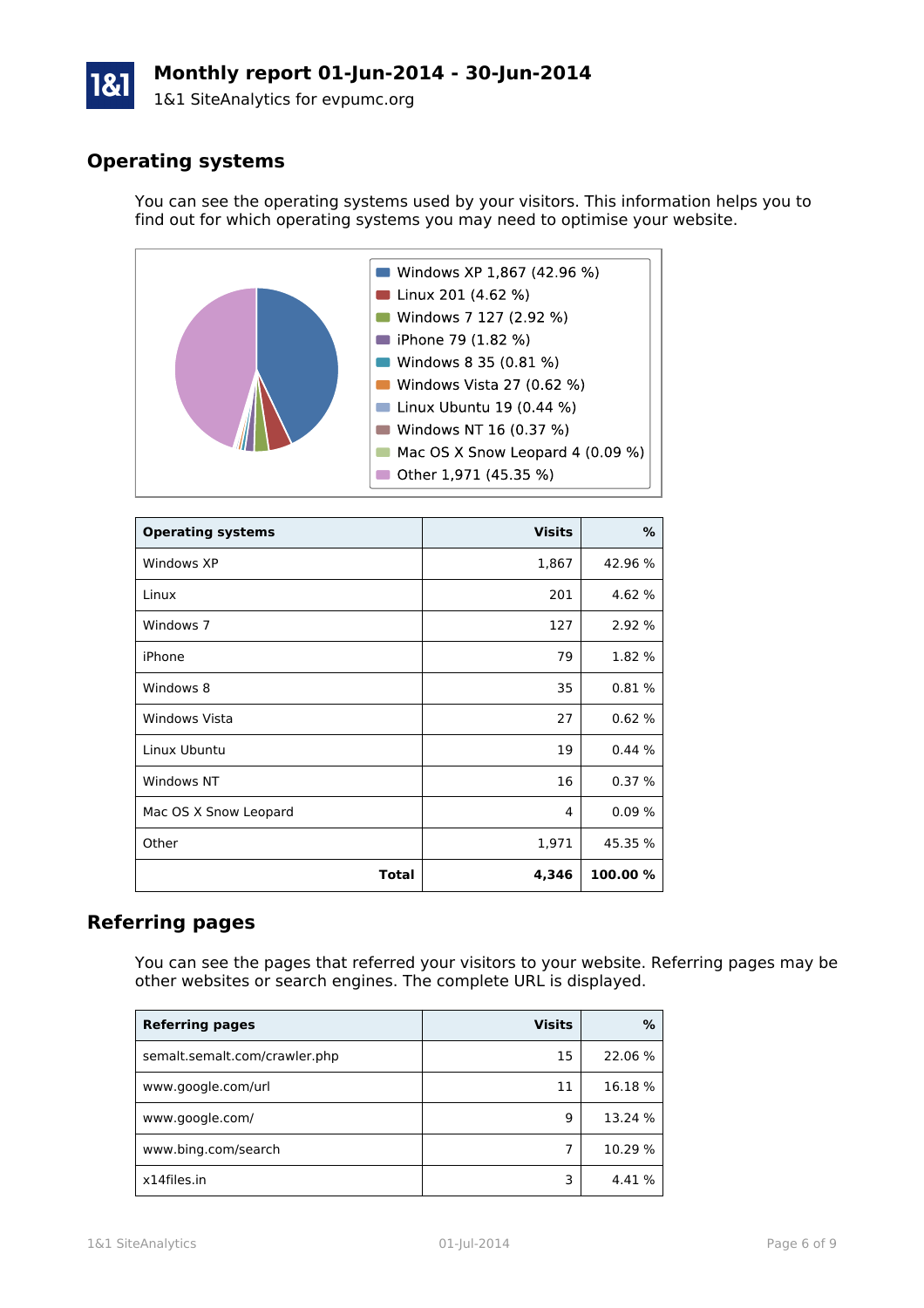# Monthly report 01-Jun-2014 - 30-Jun-2014

1&1 SiteAnalytics for evpumc.org

## Operating systems

You can see the operating systems used by your visitors. This information helps you to find out for which operating systems you may need to optimise your website.

- Windows XP 1,867 (42.96 %)
- Linux 201 (4.62 %)
- Windows 7 127 (2.92 %)
- iPhone 79 (1.82 %)
- Windows 8 35 (0.81 %)
- Windows Vista 27 (0.62 %)
- Linux Ubuntu 19 (0.44 %)
- Windows NT 16 (0.37 %)
- Mac OS X Snow Leopard 4 (0.09 %)
- Other 1,971 (45.35 %)

| Operating systems | Visits | % |
|---|---:|---:|
| Windows XP | 1,867 | 42.96 % |
| Linux | 201 | 4.62 % |
| Windows 7 | 127 | 2.92 % |
| iPhone | 79 | 1.82 % |
| Windows 8 | 35 | 0.81 % |
| Windows Vista | 27 | 0.62 % |
| Linux Ubuntu | 19 | 0.44 % |
| Windows NT | 16 | 0.37 % |
| Mac OS X Snow Leopard | 4 | 0.09 % |
| Other | 1,971 | 45.35 % |
| **Total** | **4,346** | **100.00 %** |

## Referring pages

You can see the pages that referred your visitors to your website. Referring pages may be other websites or search engines. The complete URL is displayed.

| Referring pages | Visits | % |
|---|---:|---:|
| semalt.semalt.com/crawler.php | 15 | 22.06 % |
| www.google.com/url | 11 | 16.18 % |
| www.google.com/ | 9 | 13.24 % |
| www.bing.com/search | 7 | 10.29 % |
| x14files.in | 3 | 4.41 % |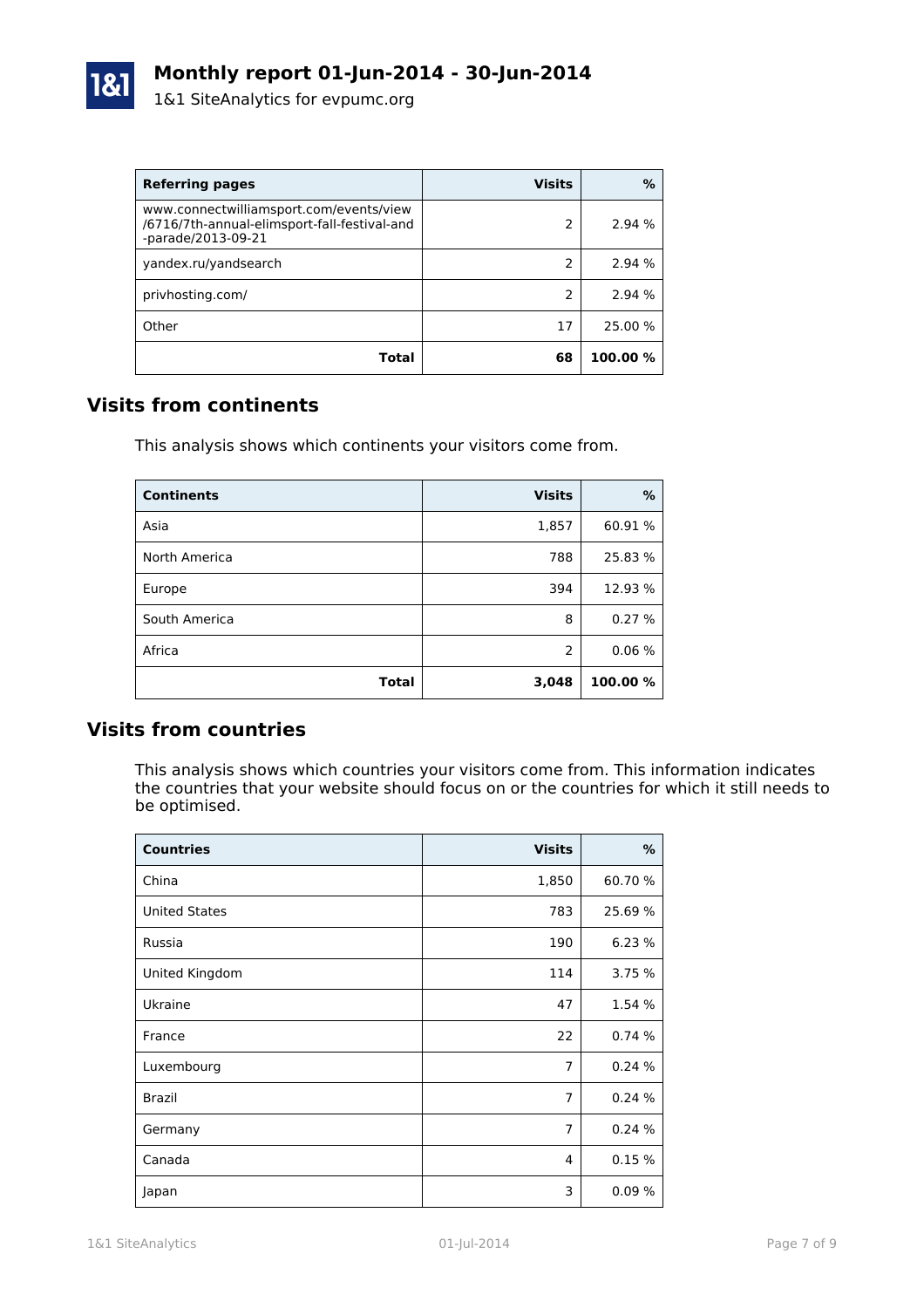| Referring pages | Visits | % |
|---|---:|---:|
| www.connectwilliamsport.com/events/view/6716/7th-annual-elimsport-fall-festival-and-parade/2013-09-21 | 2 | 2.94 % |
| yandex.ru/yandsearch | 2 | 2.94 % |
| privhosting.com/ | 2 | 2.94 % |
| Other | 17 | 25.00 % |
| **Total** | **68** | **100.00 %** |

## Visits from continents

This analysis shows which continents your visitors come from.

| Continents | Visits | % |
|---|---:|---:|
| Asia | 1,857 | 60.91 % |
| North America | 788 | 25.83 % |
| Europe | 394 | 12.93 % |
| South America | 8 | 0.27 % |
| Africa | 2 | 0.06 % |
| **Total** | **3,048** | **100.00 %** |

## Visits from countries

This analysis shows which countries your visitors come from. This information indicates the countries that your website should focus on or the countries for which it still needs to be optimised.

| Countries | Visits | % |
|---|---:|---:|
| China | 1,850 | 60.70 % |
| United States | 783 | 25.69 % |
| Russia | 190 | 6.23 % |
| United Kingdom | 114 | 3.75 % |
| Ukraine | 47 | 1.54 % |
| France | 22 | 0.74 % |
| Luxembourg | 7 | 0.24 % |
| Brazil | 7 | 0.24 % |
| Germany | 7 | 0.24 % |
| Canada | 4 | 0.15 % |
| Japan | 3 | 0.09 % |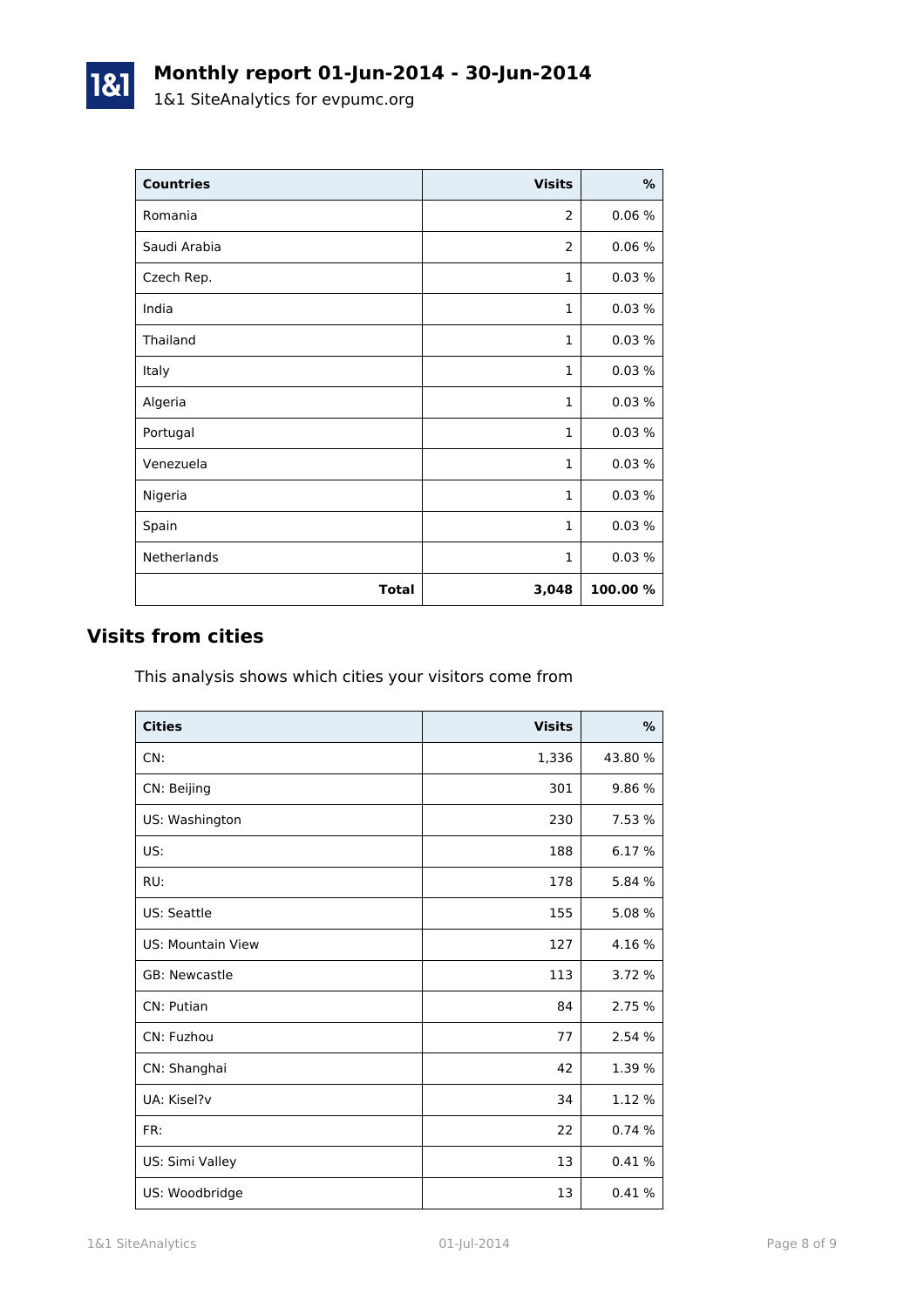| Countries | Visits | % |
| --- | --- | --- |
| Romania | 2 | 0.06 % |
| Saudi Arabia | 2 | 0.06 % |
| Czech Rep. | 1 | 0.03 % |
| India | 1 | 0.03 % |
| Thailand | 1 | 0.03 % |
| Italy | 1 | 0.03 % |
| Algeria | 1 | 0.03 % |
| Portugal | 1 | 0.03 % |
| Venezuela | 1 | 0.03 % |
| Nigeria | 1 | 0.03 % |
| Spain | 1 | 0.03 % |
| Netherlands | 1 | 0.03 % |
| **Total** | **3,048** | **100.00 %** |

## Visits from cities

This analysis shows which cities your visitors come from

| Cities | Visits | % |
| --- | --- | --- |
| CN: | 1,336 | 43.80 % |
| CN: Beijing | 301 | 9.86 % |
| US: Washington | 230 | 7.53 % |
| US: | 188 | 6.17 % |
| RU: | 178 | 5.84 % |
| US: Seattle | 155 | 5.08 % |
| US: Mountain View | 127 | 4.16 % |
| GB: Newcastle | 113 | 3.72 % |
| CN: Putian | 84 | 2.75 % |
| CN: Fuzhou | 77 | 2.54 % |
| CN: Shanghai | 42 | 1.39 % |
| UA: Kisel?v | 34 | 1.12 % |
| FR: | 22 | 0.74 % |
| US: Simi Valley | 13 | 0.41 % |
| US: Woodbridge | 13 | 0.41 % |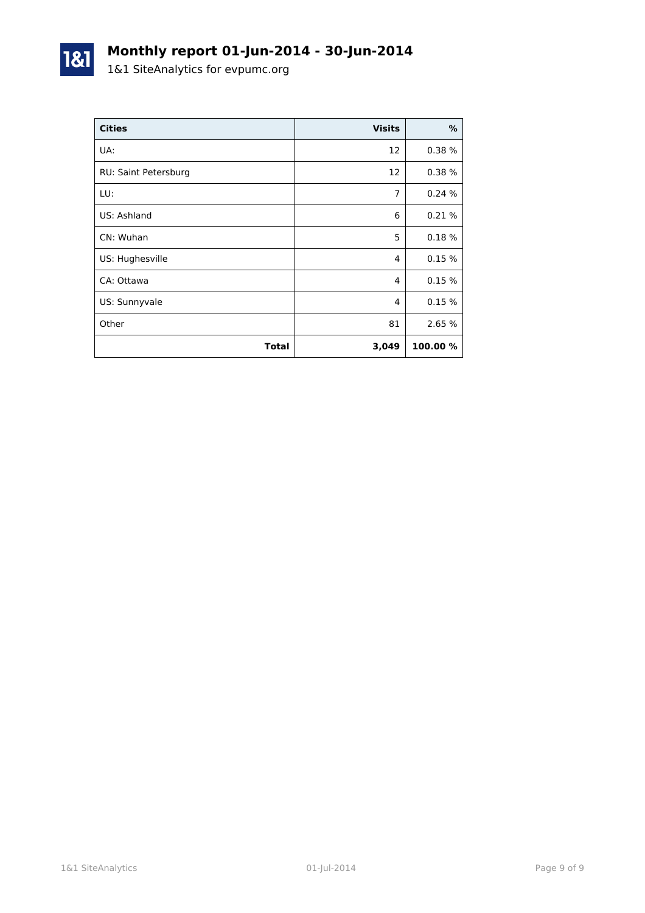# Monthly report 01-Jun-2014 - 30-Jun-2014

1&1 SiteAnalytics for evpumc.org

| Cities | Visits | % |
|---|---|---|
| UA: | 12 | 0.38 % |
| RU: Saint Petersburg | 12 | 0.38 % |
| LU: | 7 | 0.24 % |
| US: Ashland | 6 | 0.21 % |
| CN: Wuhan | 5 | 0.18 % |
| US: Hughesville | 4 | 0.15 % |
| CA: Ottawa | 4 | 0.15 % |
| US: Sunnyvale | 4 | 0.15 % |
| Other | 81 | 2.65 % |
| **Total** | **3,049** | **100.00 %** |